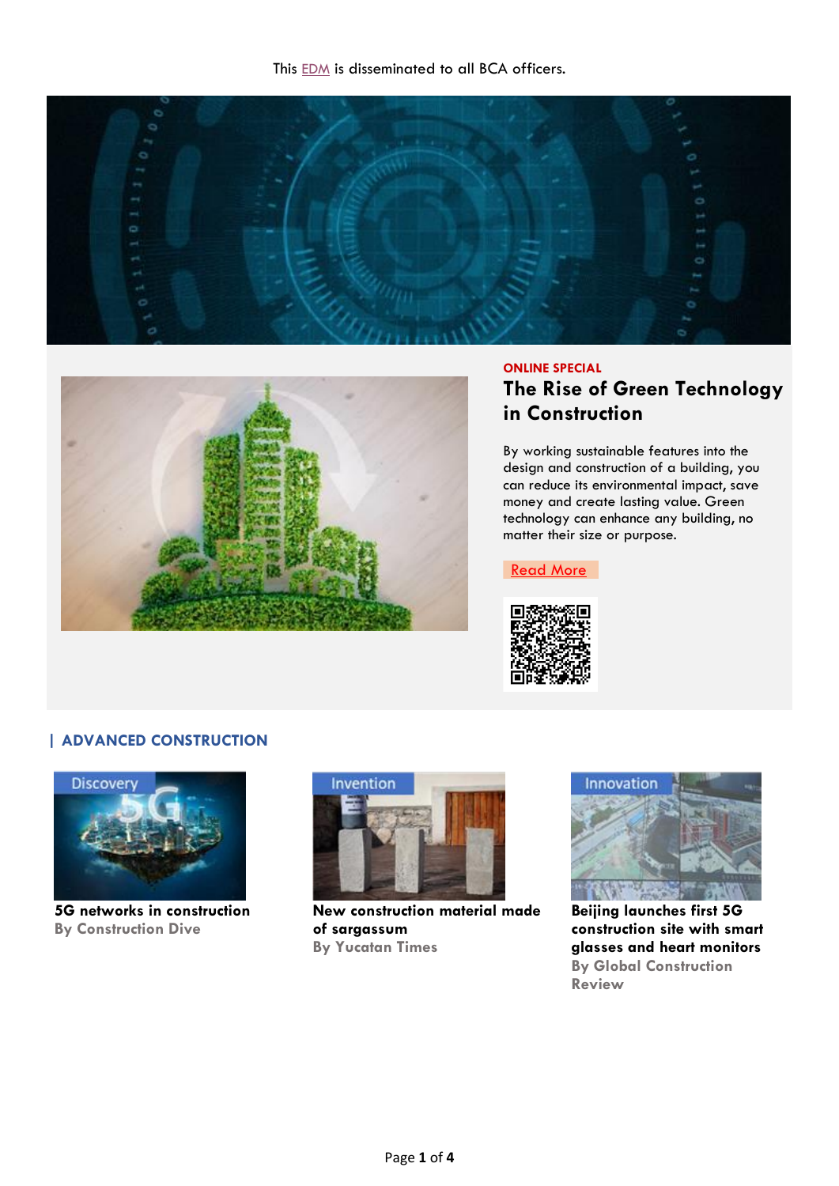This EDM is disseminated to all BCA officers.

ONLINE SPECIAL

## The Rise of Green Technology in Construction

By working sustainable features into the design and construction of a building, you can reduce its environmental impact, save money and create lasting value. Green technology can enhance any building, no matter their size or purpose.

Read More

## | ADVANCED CONSTRUCTION

Discovery

**5G networks in construction**
**By Construction Dive**

Invention

**New construction material made of sargassum**
**By Yucatan Times**

Innovation

**Beijing launches first 5G construction site with smart glasses and heart monitors**
**By Global Construction Review**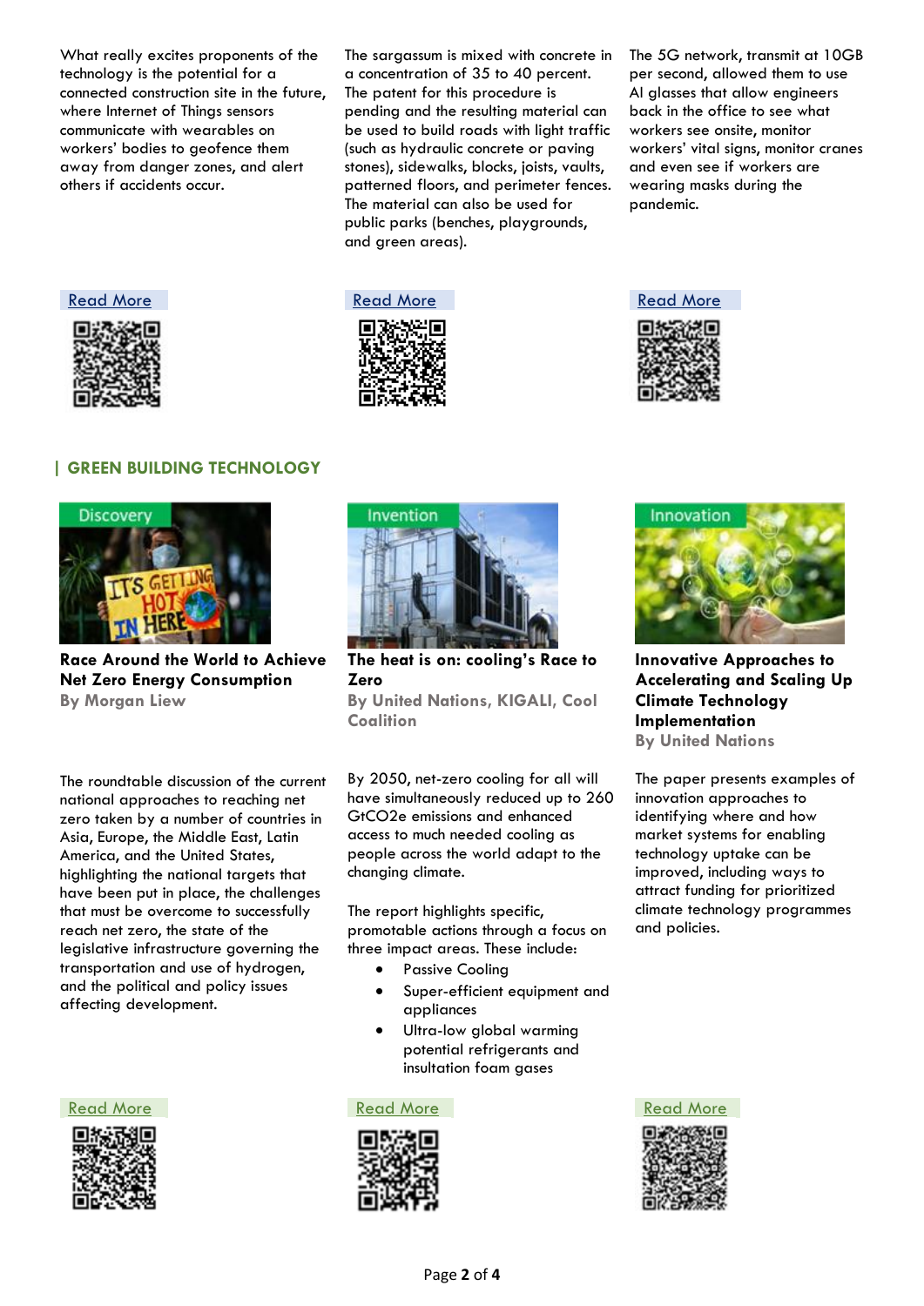What really excites proponents of the technology is the potential for a connected construction site in the future, where Internet of Things sensors communicate with wearables on workers' bodies to geofence them away from danger zones, and alert others if accidents occur.

Read More

The sargassum is mixed with concrete in a concentration of 35 to 40 percent. The patent for this procedure is pending and the resulting material can be used to build roads with light traffic (such as hydraulic concrete or paving stones), sidewalks, blocks, joists, vaults, patterned floors, and perimeter fences. The material can also be used for public parks (benches, playgrounds, and green areas).

Read More

The 5G network, transmit at 10GB per second, allowed them to use AI glasses that allow engineers back in the office to see what workers see onsite, monitor workers' vital signs, monitor cranes and even see if workers are wearing masks during the pandemic.

Read More

## | GREEN BUILDING TECHNOLOGY

Discovery

**Race Around the World to Achieve Net Zero Energy Consumption**
**By Morgan Liew**

The roundtable discussion of the current national approaches to reaching net zero taken by a number of countries in Asia, Europe, the Middle East, Latin America, and the United States, highlighting the national targets that have been put in place, the challenges that must be overcome to successfully reach net zero, the state of the legislative infrastructure governing the transportation and use of hydrogen, and the political and policy issues affecting development.

Read More

Invention

**The heat is on: cooling's Race to Zero**
**By United Nations, KIGALI, Cool Coalition**

By 2050, net-zero cooling for all will have simultaneously reduced up to 260 GtCO2e emissions and enhanced access to much needed cooling as people across the world adapt to the changing climate.

The report highlights specific, promotable actions through a focus on three impact areas. These include:

- Passive Cooling
- Super-efficient equipment and appliances
- Ultra-low global warming potential refrigerants and insultation foam gases

Read More

Innovation

**Innovative Approaches to Accelerating and Scaling Up Climate Technology Implementation**
**By United Nations**

The paper presents examples of innovation approaches to identifying where and how market systems for enabling technology uptake can be improved, including ways to attract funding for prioritized climate technology programmes and policies.

Read More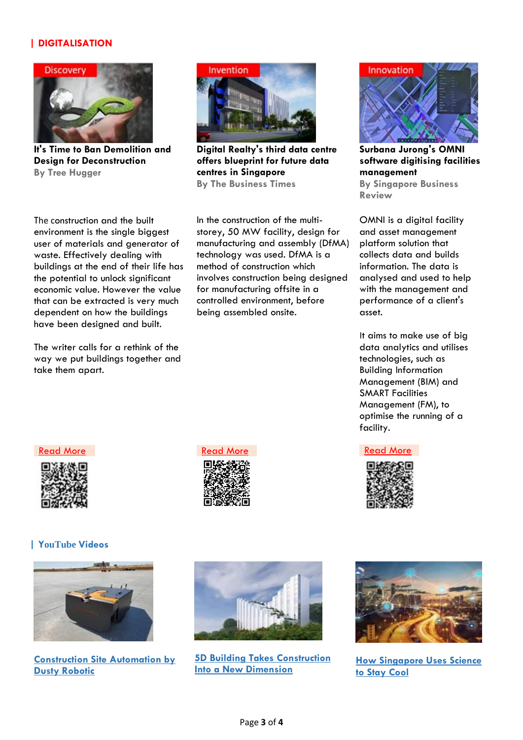## DIGITALISATION

Discovery

**It's Time to Ban Demolition and Design for Deconstruction**

**By Tree Hugger**

The construction and the built environment is the single biggest user of materials and generator of waste. Effectively dealing with buildings at the end of their life has the potential to unlock significant economic value. However the value that can be extracted is very much dependent on how the buildings have been designed and built.

The writer calls for a rethink of the way we put buildings together and take them apart.

Read More

Invention

**Digital Realty's third data centre offers blueprint for future data centres in Singapore**

**By The Business Times**

In the construction of the multi-storey, 50 MW facility, design for manufacturing and assembly (DfMA) technology was used. DfMA is a method of construction which involves construction being designed for manufacturing offsite in a controlled environment, before being assembled onsite.

Read More

Innovation

**Surbana Jurong's OMNI software digitising facilities management**

**By Singapore Business Review**

OMNI is a digital facility and asset management platform solution that collects data and builds information. The data is analysed and used to help with the management and performance of a client's asset.

It aims to make use of big data analytics and utilises technologies, such as Building Information Management (BIM) and SMART Facilities Management (FM), to optimise the running of a facility.

Read More

## YouTube Videos

Construction Site Automation by Dusty Robotic

5D Building Takes Construction Into a New Dimension

How Singapore Uses Science to Stay Cool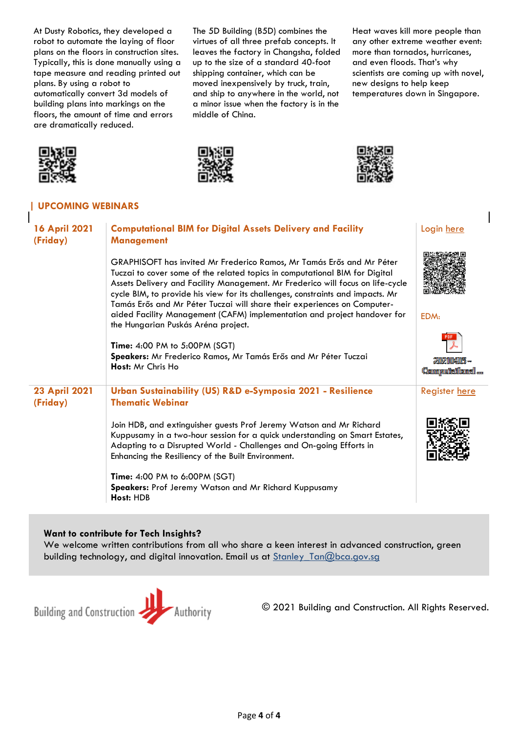At Dusty Robotics, they developed a robot to automate the laying of floor plans on the floors in construction sites. Typically, this is done manually using a tape measure and reading printed out plans. By using a robot to automatically convert 3d models of building plans into markings on the floors, the amount of time and errors are dramatically reduced.

The 5D Building (B5D) combines the virtues of all three prefab concepts. It leaves the factory in Changsha, folded up to the size of a standard 40-foot shipping container, which can be moved inexpensively by truck, train, and ship to anywhere in the world, not a minor issue when the factory is in the middle of China.

Heat waves kill more people than any other extreme weather event: more than tornados, hurricanes, and even floods. That's why scientists are coming up with novel, new designs to help keep temperatures down in Singapore.

## UPCOMING WEBINARS

| | | |
|---|---|---|
| **16 April 2021 (Friday)** | **Computational BIM for Digital Assets Delivery and Facility Management**<br><br>GRAPHISOFT has invited Mr Frederico Ramos, Mr Tamás Erős and Mr Péter Tuczai to cover some of the related topics in computational BIM for Digital Assets Delivery and Facility Management. Mr Frederico will focus on life-cycle cycle BIM, to provide his view for its challenges, constraints and impacts. Mr Tamás Erős and Mr Péter Tuczai will share their experiences on Computer-aided Facility Management (CAFM) implementation and project handover for the Hungarian Puskás Aréna project.<br><br>**Time:** 4:00 PM to 5:00PM (SGT)<br>**Speakers:** Mr Frederico Ramos, Mr Tamás Erős and Mr Péter Tuczai<br>**Host:** Mr Chris Ho | Login here<br><br>EDM:<br><br>20210416 - Computational ... |
| **23 April 2021 (Friday)** | **Urban Sustainability (US) R&D e-Symposia 2021 - Resilience Thematic Webinar**<br><br>Join HDB, and extinguisher guests Prof Jeremy Watson and Mr Richard Kuppusamy in a two-hour session for a quick understanding on Smart Estates, Adapting to a Disrupted World - Challenges and On-going Efforts in Enhancing the Resiliency of the Built Environment.<br><br>**Time:** 4:00 PM to 6:00PM (SGT)<br>**Speakers:** Prof Jeremy Watson and Mr Richard Kuppusamy<br>**Host:** HDB | Register here |

**Want to contribute for Tech Insights?**
We welcome written contributions from all who share a keen interest in advanced construction, green building technology, and digital innovation. Email us at Stanley_Tan@bca.gov.sg

Building and Construction Authority

© 2021 Building and Construction. All Rights Reserved.